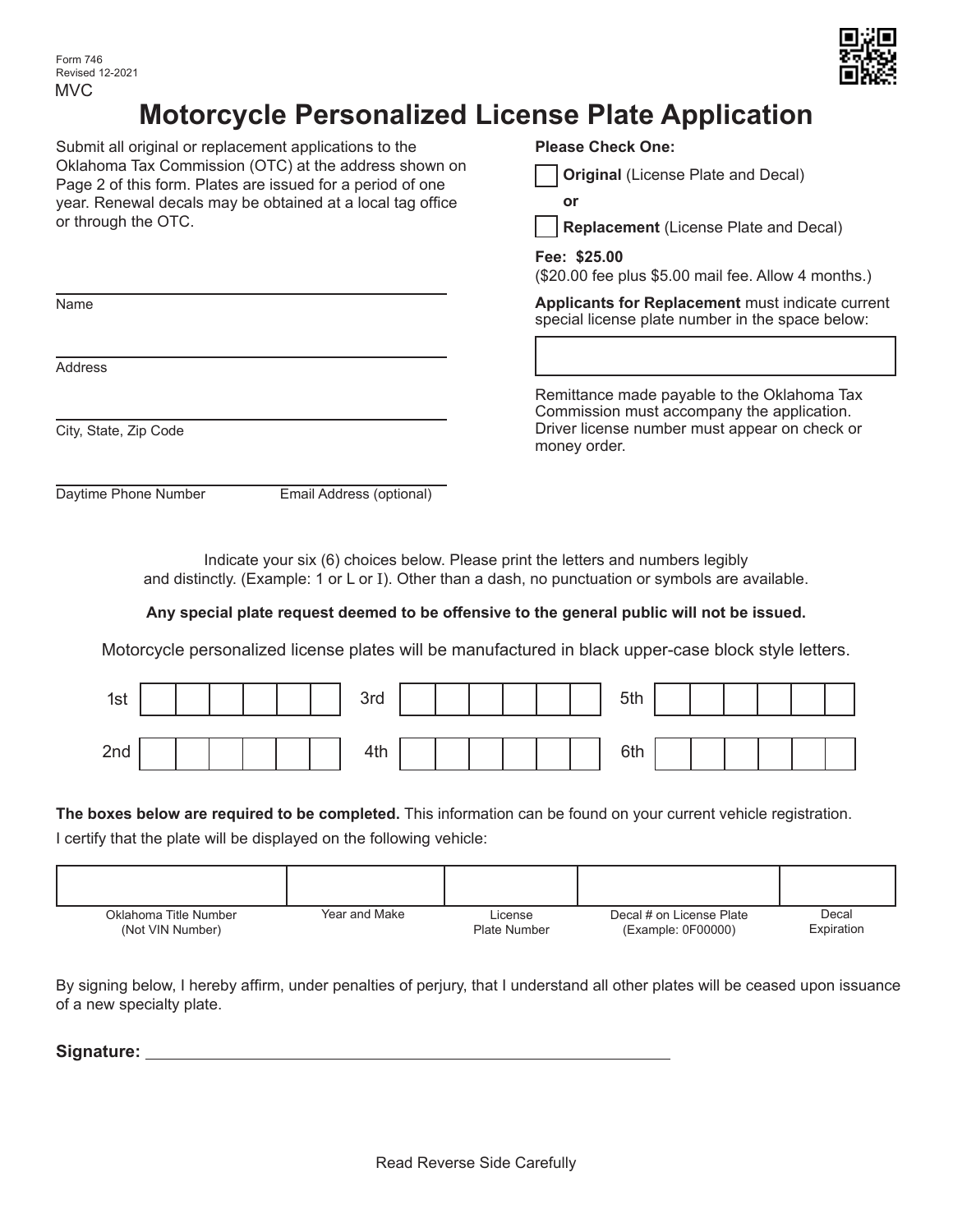Form 746
Revised 12-2021
MVC

# Motorcycle Personalized License Plate Application

Submit all original or replacement applications to the Oklahoma Tax Commission (OTC) at the address shown on Page 2 of this form. Plates are issued for a period of one year. Renewal decals may be obtained at a local tag office or through the OTC.

**Please Check One:**

☐ **Original** (License Plate and Decal)

**or**

☐ **Replacement** (License Plate and Decal)

**Fee: $25.00**
($20.00 fee plus $5.00 mail fee. Allow 4 months.)

**Applicants for Replacement** must indicate current special license plate number in the space below:

______________________________

Remittance made payable to the Oklahoma Tax Commission must accompany the application. Driver license number must appear on check or money order.

______________________________
Name

______________________________
Address

______________________________
City, State, Zip Code

______________________________
Daytime Phone Number          Email Address (optional)

Indicate your six (6) choices below. Please print the letters and numbers legibly and distinctly. (Example: 1 or L or I). Other than a dash, no punctuation or symbols are available.

**Any special plate request deemed to be offensive to the general public will not be issued.**

Motorcycle personalized license plates will be manufactured in black upper-case block style letters.

| Choice | | | | | | |
|---|---|---|---|---|---|---|
| 1st | | | | | | |
| 2nd | | | | | | |
| 3rd | | | | | | |
| 4th | | | | | | |
| 5th | | | | | | |
| 6th | | | | | | |

**The boxes below are required to be completed.** This information can be found on your current vehicle registration.

I certify that the plate will be displayed on the following vehicle:

| Oklahoma Title Number (Not VIN Number) | Year and Make | License Plate Number | Decal # on License Plate (Example: 0F00000) | Decal Expiration |
|---|---|---|---|---|
| | | | | |

By signing below, I hereby affirm, under penalties of perjury, that I understand all other plates will be ceased upon issuance of a new specialty plate.

**Signature:** ______________________________

Read Reverse Side Carefully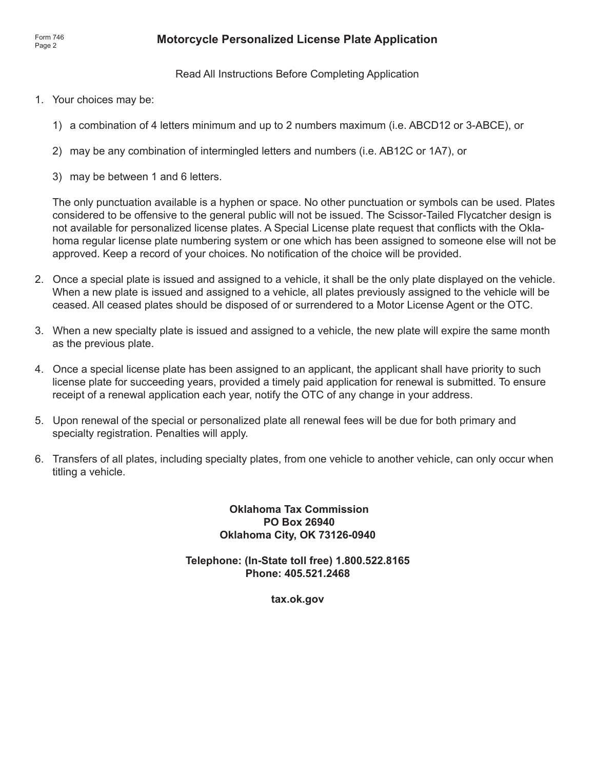# Motorcycle Personalized License Plate Application

Read All Instructions Before Completing Application

1. Your choices may be:

   1) a combination of 4 letters minimum and up to 2 numbers maximum (i.e. ABCD12 or 3-ABCE), or

   2) may be any combination of intermingled letters and numbers (i.e. AB12C or 1A7), or

   3) may be between 1 and 6 letters.

   The only punctuation available is a hyphen or space. No other punctuation or symbols can be used. Plates considered to be offensive to the general public will not be issued. The Scissor-Tailed Flycatcher design is not available for personalized license plates. A Special License plate request that conflicts with the Oklahoma regular license plate numbering system or one which has been assigned to someone else will not be approved. Keep a record of your choices. No notification of the choice will be provided.

2. Once a special plate is issued and assigned to a vehicle, it shall be the only plate displayed on the vehicle. When a new plate is issued and assigned to a vehicle, all plates previously assigned to the vehicle will be ceased. All ceased plates should be disposed of or surrendered to a Motor License Agent or the OTC.

3. When a new specialty plate is issued and assigned to a vehicle, the new plate will expire the same month as the previous plate.

4. Once a special license plate has been assigned to an applicant, the applicant shall have priority to such license plate for succeeding years, provided a timely paid application for renewal is submitted. To ensure receipt of a renewal application each year, notify the OTC of any change in your address.

5. Upon renewal of the special or personalized plate all renewal fees will be due for both primary and specialty registration. Penalties will apply.

6. Transfers of all plates, including specialty plates, from one vehicle to another vehicle, can only occur when titling a vehicle.

**Oklahoma Tax Commission**
**PO Box 26940**
**Oklahoma City, OK 73126-0940**

**Telephone: (In-State toll free) 1.800.522.8165**
**Phone: 405.521.2468**

**tax.ok.gov**